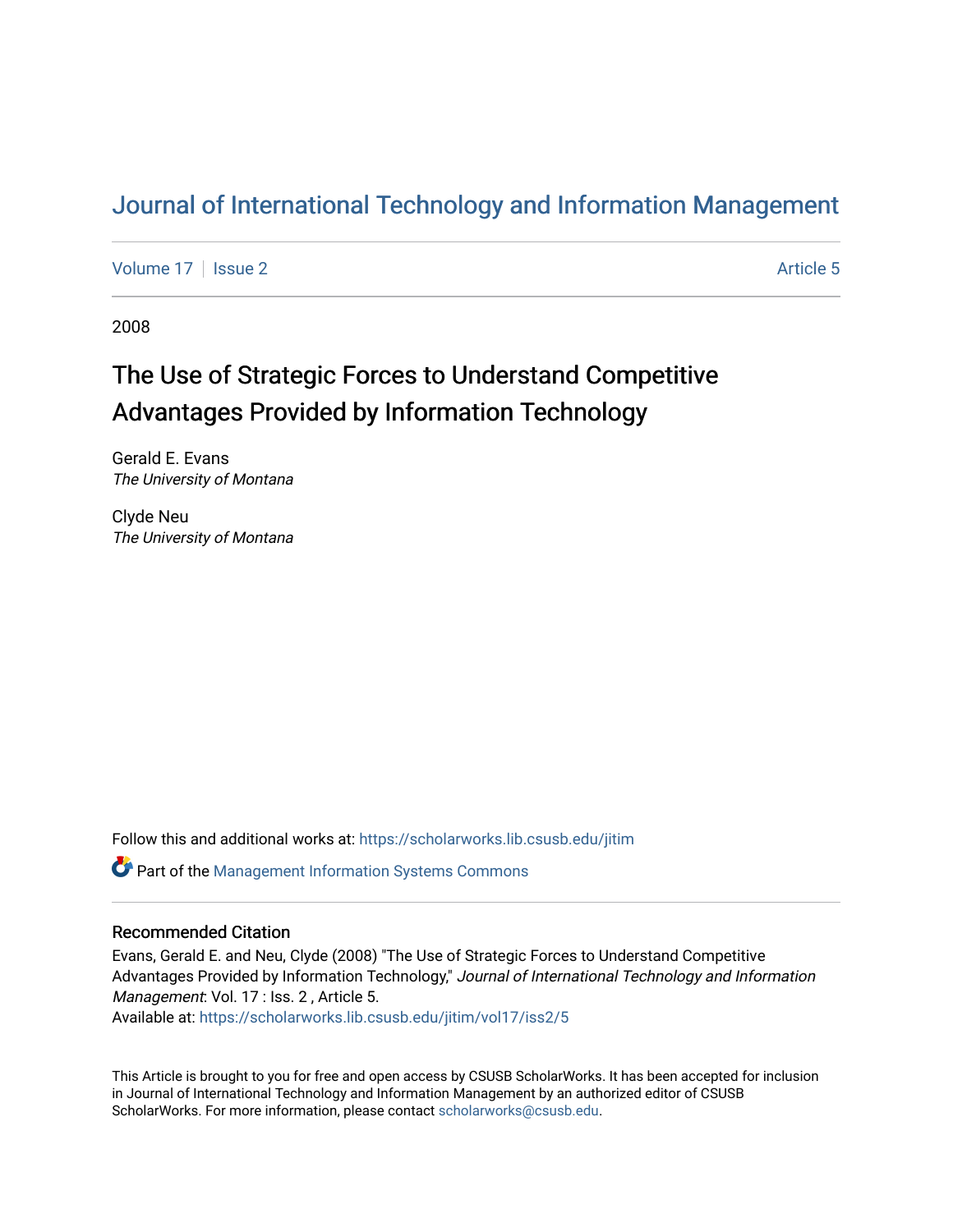# Journal of International Technology and Information Management

Volume 17 | Issue 2 | Article 5

2008

## The Use of Strategic Forces to Understand Competitive Advantages Provided by Information Technology

Gerald E. Evans
*The University of Montana*

Clyde Neu
*The University of Montana*

Follow this and additional works at: https://scholarworks.lib.csusb.edu/jitim

Part of the Management Information Systems Commons

### Recommended Citation

Evans, Gerald E. and Neu, Clyde (2008) "The Use of Strategic Forces to Understand Competitive Advantages Provided by Information Technology," *Journal of International Technology and Information Management*: Vol. 17 : Iss. 2 , Article 5.
Available at: https://scholarworks.lib.csusb.edu/jitim/vol17/iss2/5

This Article is brought to you for free and open access by CSUSB ScholarWorks. It has been accepted for inclusion in Journal of International Technology and Information Management by an authorized editor of CSUSB ScholarWorks. For more information, please contact scholarworks@csusb.edu.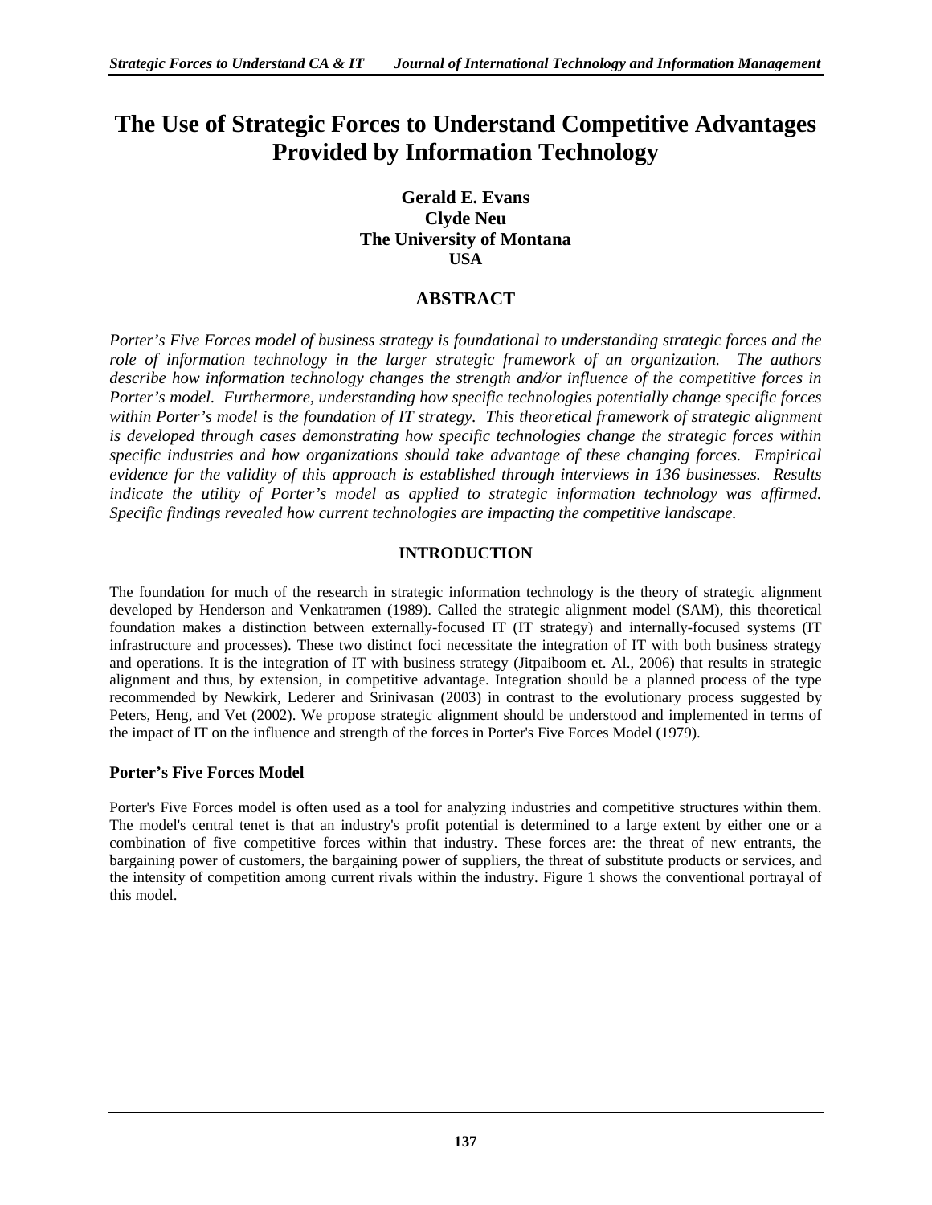# The Use of Strategic Forces to Understand Competitive Advantages Provided by Information Technology

**Gerald E. Evans**
**Clyde Neu**
**The University of Montana**
**USA**

## ABSTRACT

*Porter's Five Forces model of business strategy is foundational to understanding strategic forces and the role of information technology in the larger strategic framework of an organization. The authors describe how information technology changes the strength and/or influence of the competitive forces in Porter's model. Furthermore, understanding how specific technologies potentially change specific forces within Porter's model is the foundation of IT strategy. This theoretical framework of strategic alignment is developed through cases demonstrating how specific technologies change the strategic forces within specific industries and how organizations should take advantage of these changing forces. Empirical evidence for the validity of this approach is established through interviews in 136 businesses. Results indicate the utility of Porter's model as applied to strategic information technology was affirmed. Specific findings revealed how current technologies are impacting the competitive landscape.*

## INTRODUCTION

The foundation for much of the research in strategic information technology is the theory of strategic alignment developed by Henderson and Venkatramen (1989). Called the strategic alignment model (SAM), this theoretical foundation makes a distinction between externally-focused IT (IT strategy) and internally-focused systems (IT infrastructure and processes). These two distinct foci necessitate the integration of IT with both business strategy and operations. It is the integration of IT with business strategy (Jitpaiboom et. Al., 2006) that results in strategic alignment and thus, by extension, in competitive advantage. Integration should be a planned process of the type recommended by Newkirk, Lederer and Srinivasan (2003) in contrast to the evolutionary process suggested by Peters, Heng, and Vet (2002). We propose strategic alignment should be understood and implemented in terms of the impact of IT on the influence and strength of the forces in Porter's Five Forces Model (1979).

### Porter's Five Forces Model

Porter's Five Forces model is often used as a tool for analyzing industries and competitive structures within them. The model's central tenet is that an industry's profit potential is determined to a large extent by either one or a combination of five competitive forces within that industry. These forces are: the threat of new entrants, the bargaining power of customers, the bargaining power of suppliers, the threat of substitute products or services, and the intensity of competition among current rivals within the industry. Figure 1 shows the conventional portrayal of this model.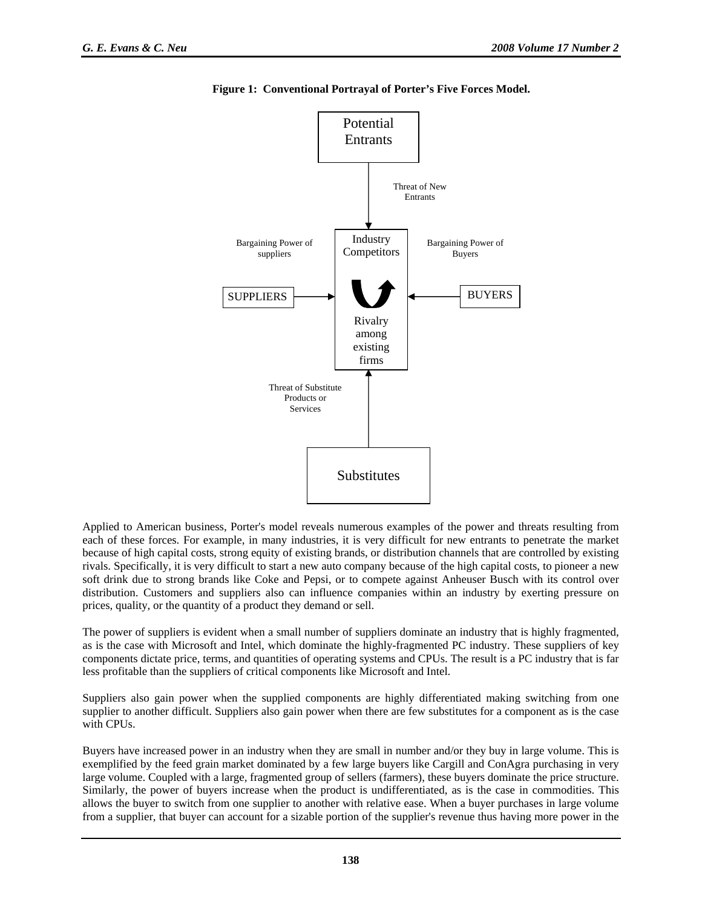**Figure 1: Conventional Portrayal of Porter's Five Forces Model.**

Potential Entrants

Threat of New Entrants

Bargaining Power of suppliers

Industry Competitors

Bargaining Power of Buyers

SUPPLIERS

BUYERS

Rivalry among existing firms

Threat of Substitute Products or Services

Substitutes

Applied to American business, Porter's model reveals numerous examples of the power and threats resulting from each of these forces. For example, in many industries, it is very difficult for new entrants to penetrate the market because of high capital costs, strong equity of existing brands, or distribution channels that are controlled by existing rivals. Specifically, it is very difficult to start a new auto company because of the high capital costs, to pioneer a new soft drink due to strong brands like Coke and Pepsi, or to compete against Anheuser Busch with its control over distribution. Customers and suppliers also can influence companies within an industry by exerting pressure on prices, quality, or the quantity of a product they demand or sell.

The power of suppliers is evident when a small number of suppliers dominate an industry that is highly fragmented, as is the case with Microsoft and Intel, which dominate the highly-fragmented PC industry. These suppliers of key components dictate price, terms, and quantities of operating systems and CPUs. The result is a PC industry that is far less profitable than the suppliers of critical components like Microsoft and Intel.

Suppliers also gain power when the supplied components are highly differentiated making switching from one supplier to another difficult. Suppliers also gain power when there are few substitutes for a component as is the case with CPUs.

Buyers have increased power in an industry when they are small in number and/or they buy in large volume. This is exemplified by the feed grain market dominated by a few large buyers like Cargill and ConAgra purchasing in very large volume. Coupled with a large, fragmented group of sellers (farmers), these buyers dominate the price structure. Similarly, the power of buyers increase when the product is undifferentiated, as is the case in commodities. This allows the buyer to switch from one supplier to another with relative ease. When a buyer purchases in large volume from a supplier, that buyer can account for a sizable portion of the supplier's revenue thus having more power in the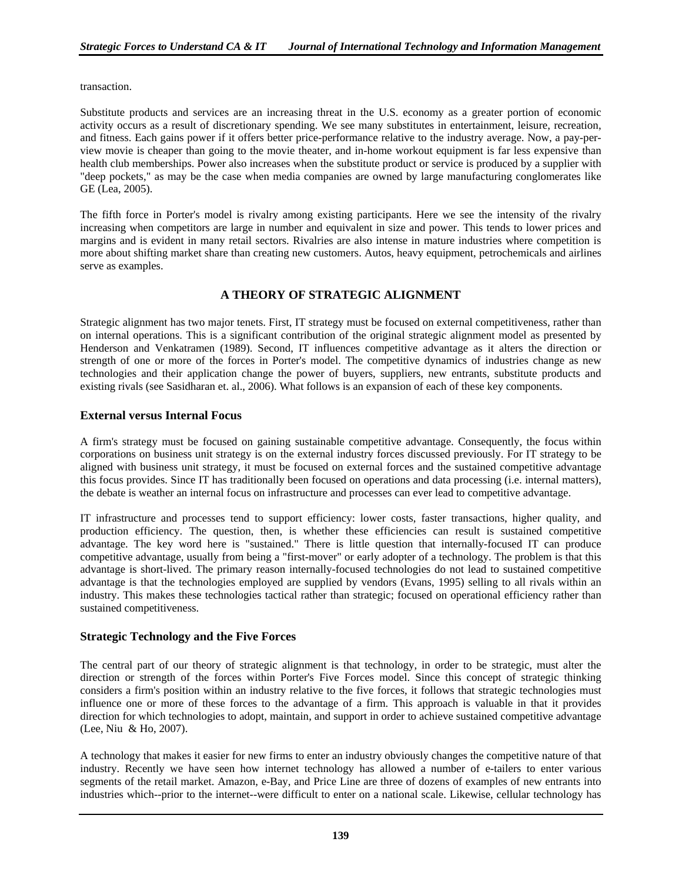transaction.

Substitute products and services are an increasing threat in the U.S. economy as a greater portion of economic activity occurs as a result of discretionary spending. We see many substitutes in entertainment, leisure, recreation, and fitness. Each gains power if it offers better price-performance relative to the industry average. Now, a pay-per-view movie is cheaper than going to the movie theater, and in-home workout equipment is far less expensive than health club memberships. Power also increases when the substitute product or service is produced by a supplier with "deep pockets," as may be the case when media companies are owned by large manufacturing conglomerates like GE (Lea, 2005).

The fifth force in Porter's model is rivalry among existing participants. Here we see the intensity of the rivalry increasing when competitors are large in number and equivalent in size and power. This tends to lower prices and margins and is evident in many retail sectors. Rivalries are also intense in mature industries where competition is more about shifting market share than creating new customers. Autos, heavy equipment, petrochemicals and airlines serve as examples.

## A THEORY OF STRATEGIC ALIGNMENT

Strategic alignment has two major tenets. First, IT strategy must be focused on external competitiveness, rather than on internal operations. This is a significant contribution of the original strategic alignment model as presented by Henderson and Venkatramen (1989). Second, IT influences competitive advantage as it alters the direction or strength of one or more of the forces in Porter's model. The competitive dynamics of industries change as new technologies and their application change the power of buyers, suppliers, new entrants, substitute products and existing rivals (see Sasidharan et. al., 2006). What follows is an expansion of each of these key components.

### External versus Internal Focus

A firm's strategy must be focused on gaining sustainable competitive advantage. Consequently, the focus within corporations on business unit strategy is on the external industry forces discussed previously. For IT strategy to be aligned with business unit strategy, it must be focused on external forces and the sustained competitive advantage this focus provides. Since IT has traditionally been focused on operations and data processing (i.e. internal matters), the debate is weather an internal focus on infrastructure and processes can ever lead to competitive advantage.

IT infrastructure and processes tend to support efficiency: lower costs, faster transactions, higher quality, and production efficiency. The question, then, is whether these efficiencies can result is sustained competitive advantage. The key word here is "sustained." There is little question that internally-focused IT can produce competitive advantage, usually from being a "first-mover" or early adopter of a technology. The problem is that this advantage is short-lived. The primary reason internally-focused technologies do not lead to sustained competitive advantage is that the technologies employed are supplied by vendors (Evans, 1995) selling to all rivals within an industry. This makes these technologies tactical rather than strategic; focused on operational efficiency rather than sustained competitiveness.

### Strategic Technology and the Five Forces

The central part of our theory of strategic alignment is that technology, in order to be strategic, must alter the direction or strength of the forces within Porter's Five Forces model. Since this concept of strategic thinking considers a firm's position within an industry relative to the five forces, it follows that strategic technologies must influence one or more of these forces to the advantage of a firm. This approach is valuable in that it provides direction for which technologies to adopt, maintain, and support in order to achieve sustained competitive advantage (Lee, Niu & Ho, 2007).

A technology that makes it easier for new firms to enter an industry obviously changes the competitive nature of that industry. Recently we have seen how internet technology has allowed a number of e-tailers to enter various segments of the retail market. Amazon, e-Bay, and Price Line are three of dozens of examples of new entrants into industries which--prior to the internet--were difficult to enter on a national scale. Likewise, cellular technology has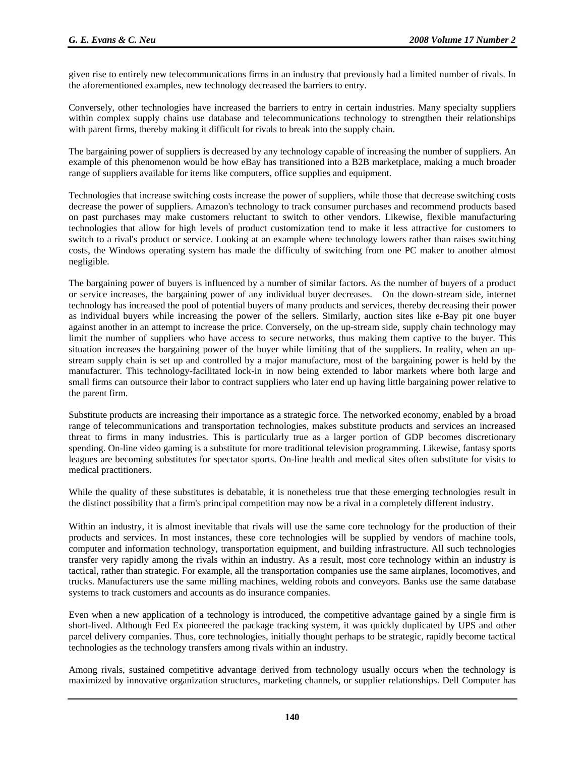given rise to entirely new telecommunications firms in an industry that previously had a limited number of rivals. In the aforementioned examples, new technology decreased the barriers to entry.

Conversely, other technologies have increased the barriers to entry in certain industries. Many specialty suppliers within complex supply chains use database and telecommunications technology to strengthen their relationships with parent firms, thereby making it difficult for rivals to break into the supply chain.

The bargaining power of suppliers is decreased by any technology capable of increasing the number of suppliers. An example of this phenomenon would be how eBay has transitioned into a B2B marketplace, making a much broader range of suppliers available for items like computers, office supplies and equipment.

Technologies that increase switching costs increase the power of suppliers, while those that decrease switching costs decrease the power of suppliers. Amazon's technology to track consumer purchases and recommend products based on past purchases may make customers reluctant to switch to other vendors. Likewise, flexible manufacturing technologies that allow for high levels of product customization tend to make it less attractive for customers to switch to a rival's product or service. Looking at an example where technology lowers rather than raises switching costs, the Windows operating system has made the difficulty of switching from one PC maker to another almost negligible.

The bargaining power of buyers is influenced by a number of similar factors. As the number of buyers of a product or service increases, the bargaining power of any individual buyer decreases. On the down-stream side, internet technology has increased the pool of potential buyers of many products and services, thereby decreasing their power as individual buyers while increasing the power of the sellers. Similarly, auction sites like e-Bay pit one buyer against another in an attempt to increase the price. Conversely, on the up-stream side, supply chain technology may limit the number of suppliers who have access to secure networks, thus making them captive to the buyer. This situation increases the bargaining power of the buyer while limiting that of the suppliers. In reality, when an up-stream supply chain is set up and controlled by a major manufacture, most of the bargaining power is held by the manufacturer. This technology-facilitated lock-in in now being extended to labor markets where both large and small firms can outsource their labor to contract suppliers who later end up having little bargaining power relative to the parent firm.

Substitute products are increasing their importance as a strategic force. The networked economy, enabled by a broad range of telecommunications and transportation technologies, makes substitute products and services an increased threat to firms in many industries. This is particularly true as a larger portion of GDP becomes discretionary spending. On-line video gaming is a substitute for more traditional television programming. Likewise, fantasy sports leagues are becoming substitutes for spectator sports. On-line health and medical sites often substitute for visits to medical practitioners.

While the quality of these substitutes is debatable, it is nonetheless true that these emerging technologies result in the distinct possibility that a firm's principal competition may now be a rival in a completely different industry.

Within an industry, it is almost inevitable that rivals will use the same core technology for the production of their products and services. In most instances, these core technologies will be supplied by vendors of machine tools, computer and information technology, transportation equipment, and building infrastructure. All such technologies transfer very rapidly among the rivals within an industry. As a result, most core technology within an industry is tactical, rather than strategic. For example, all the transportation companies use the same airplanes, locomotives, and trucks. Manufacturers use the same milling machines, welding robots and conveyors. Banks use the same database systems to track customers and accounts as do insurance companies.

Even when a new application of a technology is introduced, the competitive advantage gained by a single firm is short-lived. Although Fed Ex pioneered the package tracking system, it was quickly duplicated by UPS and other parcel delivery companies. Thus, core technologies, initially thought perhaps to be strategic, rapidly become tactical technologies as the technology transfers among rivals within an industry.

Among rivals, sustained competitive advantage derived from technology usually occurs when the technology is maximized by innovative organization structures, marketing channels, or supplier relationships. Dell Computer has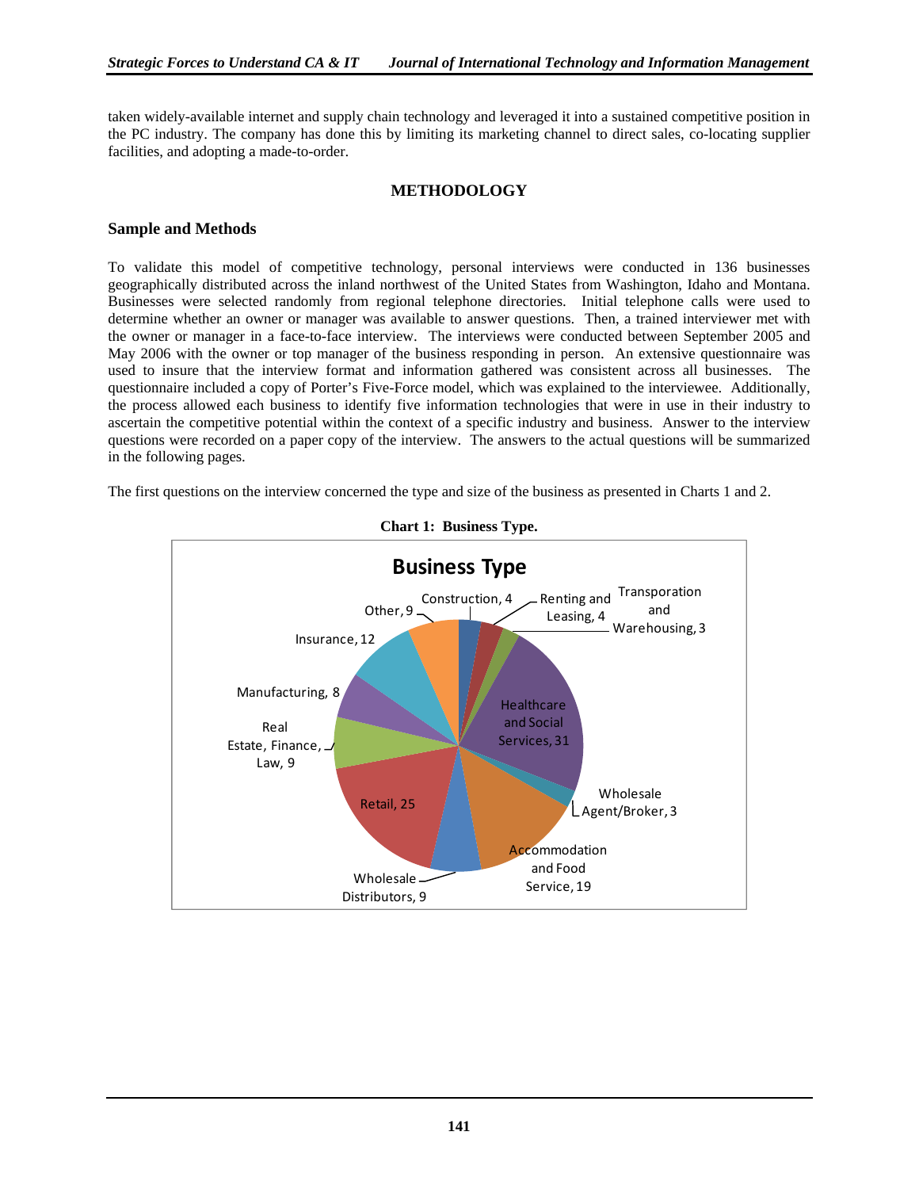taken widely-available internet and supply chain technology and leveraged it into a sustained competitive position in the PC industry. The company has done this by limiting its marketing channel to direct sales, co-locating supplier facilities, and adopting a made-to-order.

## METHODOLOGY

### Sample and Methods

To validate this model of competitive technology, personal interviews were conducted in 136 businesses geographically distributed across the inland northwest of the United States from Washington, Idaho and Montana. Businesses were selected randomly from regional telephone directories. Initial telephone calls were used to determine whether an owner or manager was available to answer questions. Then, a trained interviewer met with the owner or manager in a face-to-face interview. The interviews were conducted between September 2005 and May 2006 with the owner or top manager of the business responding in person. An extensive questionnaire was used to insure that the interview format and information gathered was consistent across all businesses. The questionnaire included a copy of Porter's Five-Force model, which was explained to the interviewee. Additionally, the process allowed each business to identify five information technologies that were in use in their industry to ascertain the competitive potential within the context of a specific industry and business. Answer to the interview questions were recorded on a paper copy of the interview. The answers to the actual questions will be summarized in the following pages.

The first questions on the interview concerned the type and size of the business as presented in Charts 1 and 2.

**Chart 1: Business Type.**

Business Type

- Construction, 4
- Renting and Leasing, 4
- Transporation and Warehousing, 3
- Healthcare and Social Services, 31
- Wholesale Agent/Broker, 3
- Accommodation and Food Service, 19
- Wholesale Distributors, 9
- Retail, 25
- Real Estate, Finance, Law, 9
- Manufacturing, 8
- Insurance, 12
- Other, 9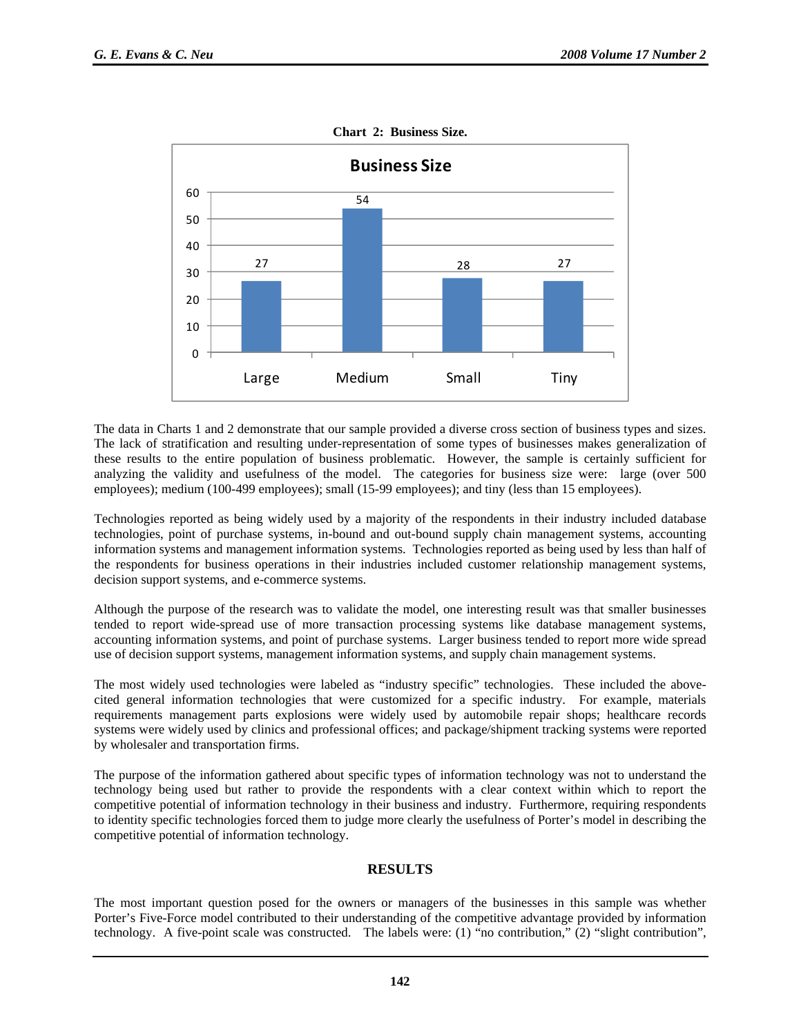**Chart 2: Business Size.**

| Business Size | Count |
|---|---|
| Large | 27 |
| Medium | 54 |
| Small | 28 |
| Tiny | 27 |

The data in Charts 1 and 2 demonstrate that our sample provided a diverse cross section of business types and sizes. The lack of stratification and resulting under-representation of some types of businesses makes generalization of these results to the entire population of business problematic. However, the sample is certainly sufficient for analyzing the validity and usefulness of the model. The categories for business size were: large (over 500 employees); medium (100-499 employees); small (15-99 employees); and tiny (less than 15 employees).

Technologies reported as being widely used by a majority of the respondents in their industry included database technologies, point of purchase systems, in-bound and out-bound supply chain management systems, accounting information systems and management information systems. Technologies reported as being used by less than half of the respondents for business operations in their industries included customer relationship management systems, decision support systems, and e-commerce systems.

Although the purpose of the research was to validate the model, one interesting result was that smaller businesses tended to report wide-spread use of more transaction processing systems like database management systems, accounting information systems, and point of purchase systems. Larger business tended to report more wide spread use of decision support systems, management information systems, and supply chain management systems.

The most widely used technologies were labeled as "industry specific" technologies. These included the above-cited general information technologies that were customized for a specific industry. For example, materials requirements management parts explosions were widely used by automobile repair shops; healthcare records systems were widely used by clinics and professional offices; and package/shipment tracking systems were reported by wholesaler and transportation firms.

The purpose of the information gathered about specific types of information technology was not to understand the technology being used but rather to provide the respondents with a clear context within which to report the competitive potential of information technology in their business and industry. Furthermore, requiring respondents to identity specific technologies forced them to judge more clearly the usefulness of Porter's model in describing the competitive potential of information technology.

## RESULTS

The most important question posed for the owners or managers of the businesses in this sample was whether Porter's Five-Force model contributed to their understanding of the competitive advantage provided by information technology. A five-point scale was constructed. The labels were: (1) "no contribution," (2) "slight contribution",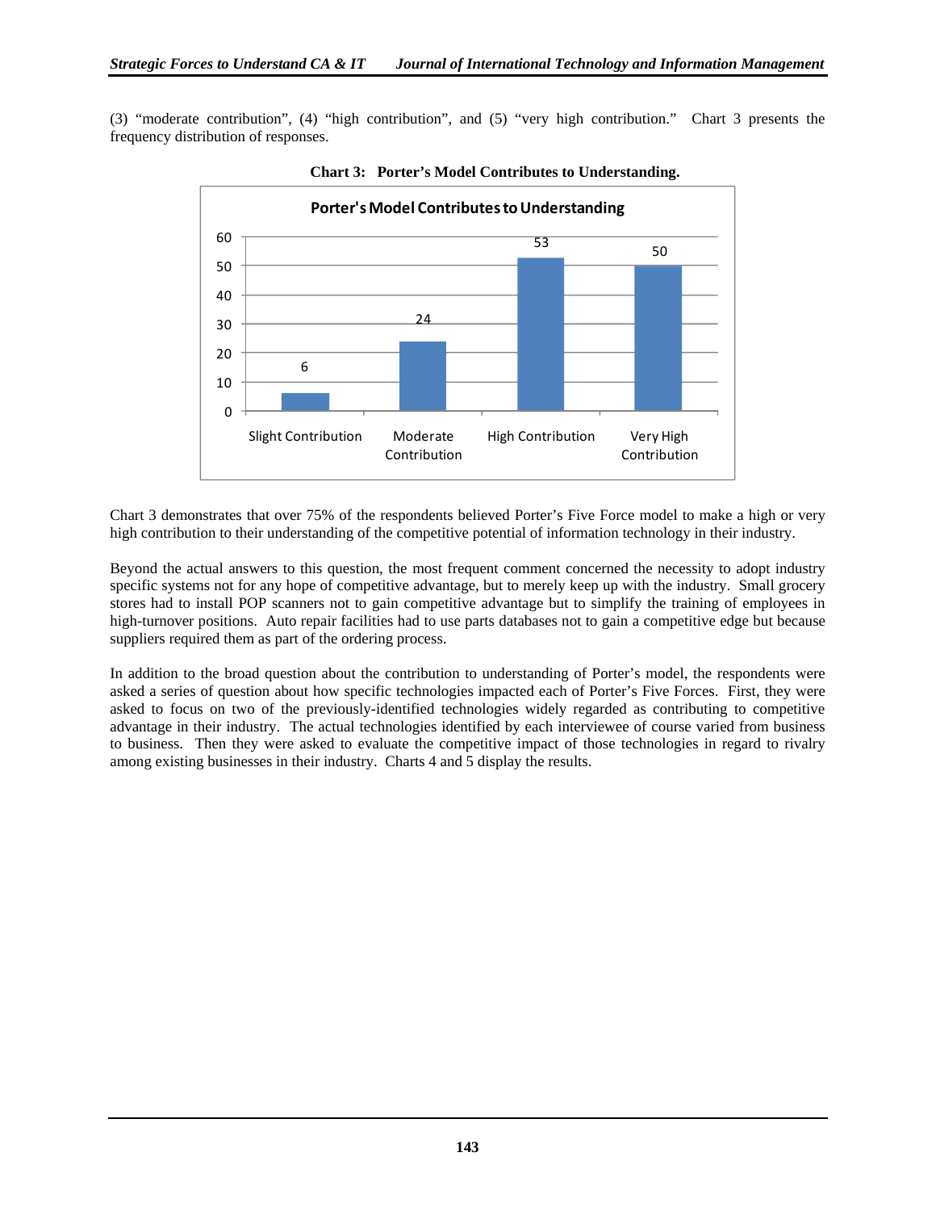(3) "moderate contribution", (4) "high contribution", and (5) "very high contribution." Chart 3 presents the frequency distribution of responses.

**Chart 3: Porter's Model Contributes to Understanding.**

**Porter's Model Contributes to Understanding**

| Slight Contribution | Moderate Contribution | High Contribution | Very High Contribution |
| --- | --- | --- | --- |
| 6 | 24 | 53 | 50 |

Chart 3 demonstrates that over 75% of the respondents believed Porter's Five Force model to make a high or very high contribution to their understanding of the competitive potential of information technology in their industry.

Beyond the actual answers to this question, the most frequent comment concerned the necessity to adopt industry specific systems not for any hope of competitive advantage, but to merely keep up with the industry. Small grocery stores had to install POP scanners not to gain competitive advantage but to simplify the training of employees in high-turnover positions. Auto repair facilities had to use parts databases not to gain a competitive edge but because suppliers required them as part of the ordering process.

In addition to the broad question about the contribution to understanding of Porter's model, the respondents were asked a series of question about how specific technologies impacted each of Porter's Five Forces. First, they were asked to focus on two of the previously-identified technologies widely regarded as contributing to competitive advantage in their industry. The actual technologies identified by each interviewee of course varied from business to business. Then they were asked to evaluate the competitive impact of those technologies in regard to rivalry among existing businesses in their industry. Charts 4 and 5 display the results.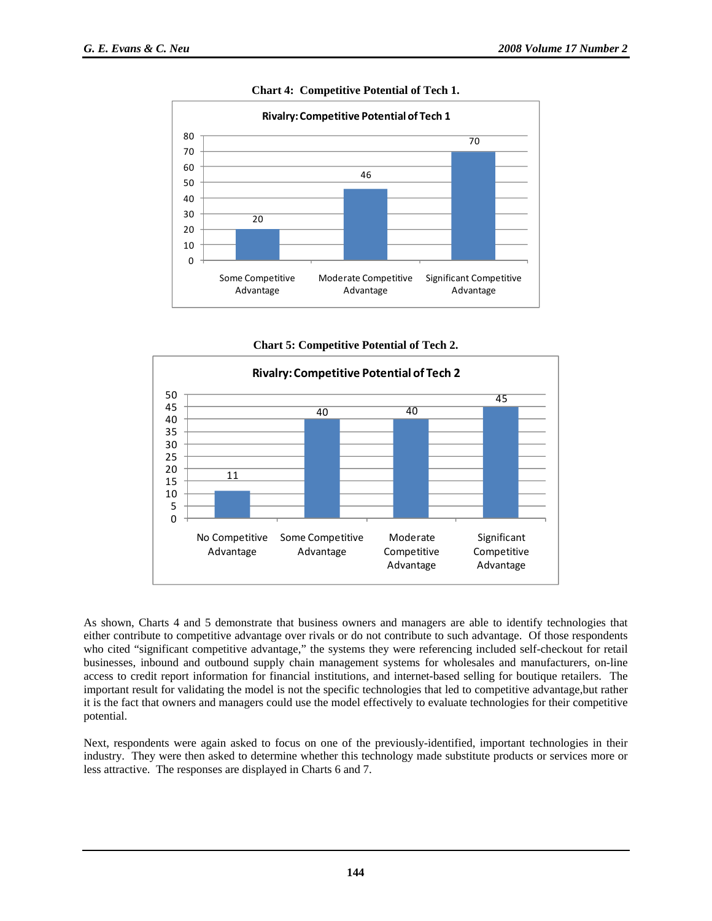**Chart 4: Competitive Potential of Tech 1.**

**Rivalry: Competitive Potential of Tech 1**

| Category | Value |
|---|---|
| Some Competitive Advantage | 20 |
| Moderate Competitive Advantage | 46 |
| Significant Competitive Advantage | 70 |

**Chart 5: Competitive Potential of Tech 2.**

**Rivalry: Competitive Potential of Tech 2**

| Category | Value |
|---|---|
| No Competitive Advantage | 11 |
| Some Competitive Advantage | 40 |
| Moderate Competitive Advantage | 40 |
| Significant Competitive Advantage | 45 |

As shown, Charts 4 and 5 demonstrate that business owners and managers are able to identify technologies that either contribute to competitive advantage over rivals or do not contribute to such advantage. Of those respondents who cited "significant competitive advantage," the systems they were referencing included self-checkout for retail businesses, inbound and outbound supply chain management systems for wholesales and manufacturers, on-line access to credit report information for financial institutions, and internet-based selling for boutique retailers. The important result for validating the model is not the specific technologies that led to competitive advantage,but rather it is the fact that owners and managers could use the model effectively to evaluate technologies for their competitive potential.

Next, respondents were again asked to focus on one of the previously-identified, important technologies in their industry. They were then asked to determine whether this technology made substitute products or services more or less attractive. The responses are displayed in Charts 6 and 7.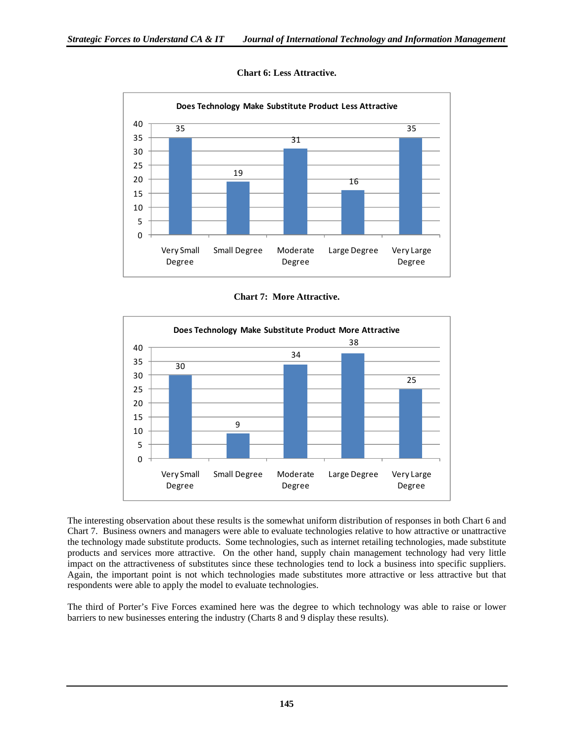**Chart 6: Less Attractive.**

| Does Technology Make Substitute Product Less Attractive | |
|---|---|
| Very Small Degree | 35 |
| Small Degree | 19 |
| Moderate Degree | 31 |
| Large Degree | 16 |
| Very Large Degree | 35 |

**Chart 7: More Attractive.**

| Does Technology Make Substitute Product More Attractive | |
|---|---|
| Very Small Degree | 30 |
| Small Degree | 9 |
| Moderate Degree | 34 |
| Large Degree | 38 |
| Very Large Degree | 25 |

The interesting observation about these results is the somewhat uniform distribution of responses in both Chart 6 and Chart 7. Business owners and managers were able to evaluate technologies relative to how attractive or unattractive the technology made substitute products. Some technologies, such as internet retailing technologies, made substitute products and services more attractive. On the other hand, supply chain management technology had very little impact on the attractiveness of substitutes since these technologies tend to lock a business into specific suppliers. Again, the important point is not which technologies made substitutes more attractive or less attractive but that respondents were able to apply the model to evaluate technologies.

The third of Porter's Five Forces examined here was the degree to which technology was able to raise or lower barriers to new businesses entering the industry (Charts 8 and 9 display these results).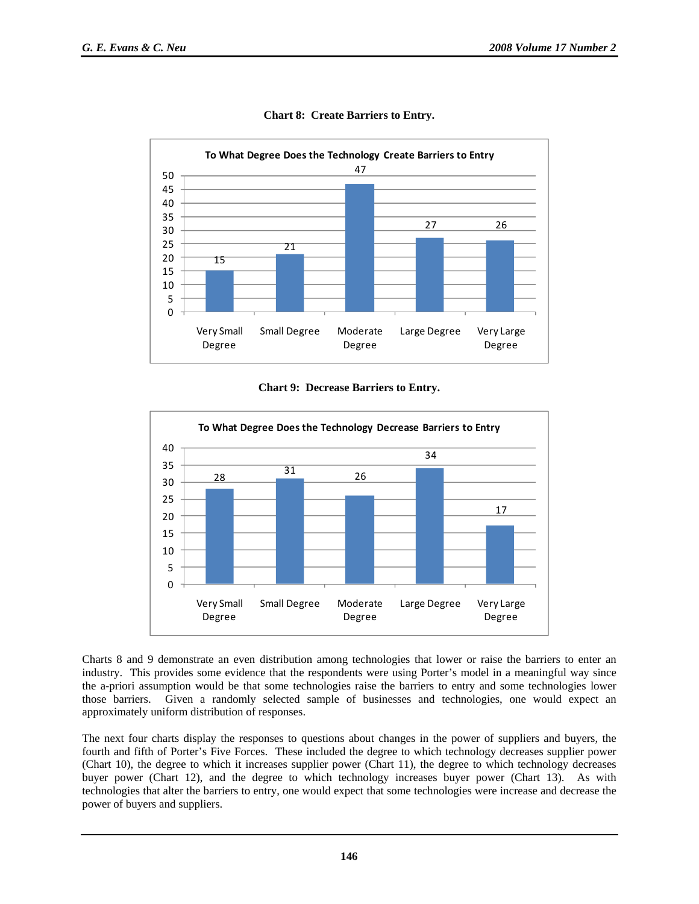**Chart 8: Create Barriers to Entry.**

| To What Degree Does the Technology Create Barriers to Entry | |
|---|---|
| Very Small Degree | 15 |
| Small Degree | 21 |
| Moderate Degree | 47 |
| Large Degree | 27 |
| Very Large Degree | 26 |

**Chart 9: Decrease Barriers to Entry.**

| To What Degree Does the Technology Decrease Barriers to Entry | |
|---|---|
| Very Small Degree | 28 |
| Small Degree | 31 |
| Moderate Degree | 26 |
| Large Degree | 34 |
| Very Large Degree | 17 |

Charts 8 and 9 demonstrate an even distribution among technologies that lower or raise the barriers to enter an industry. This provides some evidence that the respondents were using Porter's model in a meaningful way since the a-priori assumption would be that some technologies raise the barriers to entry and some technologies lower those barriers. Given a randomly selected sample of businesses and technologies, one would expect an approximately uniform distribution of responses.

The next four charts display the responses to questions about changes in the power of suppliers and buyers, the fourth and fifth of Porter's Five Forces. These included the degree to which technology decreases supplier power (Chart 10), the degree to which it increases supplier power (Chart 11), the degree to which technology decreases buyer power (Chart 12), and the degree to which technology increases buyer power (Chart 13). As with technologies that alter the barriers to entry, one would expect that some technologies were increase and decrease the power of buyers and suppliers.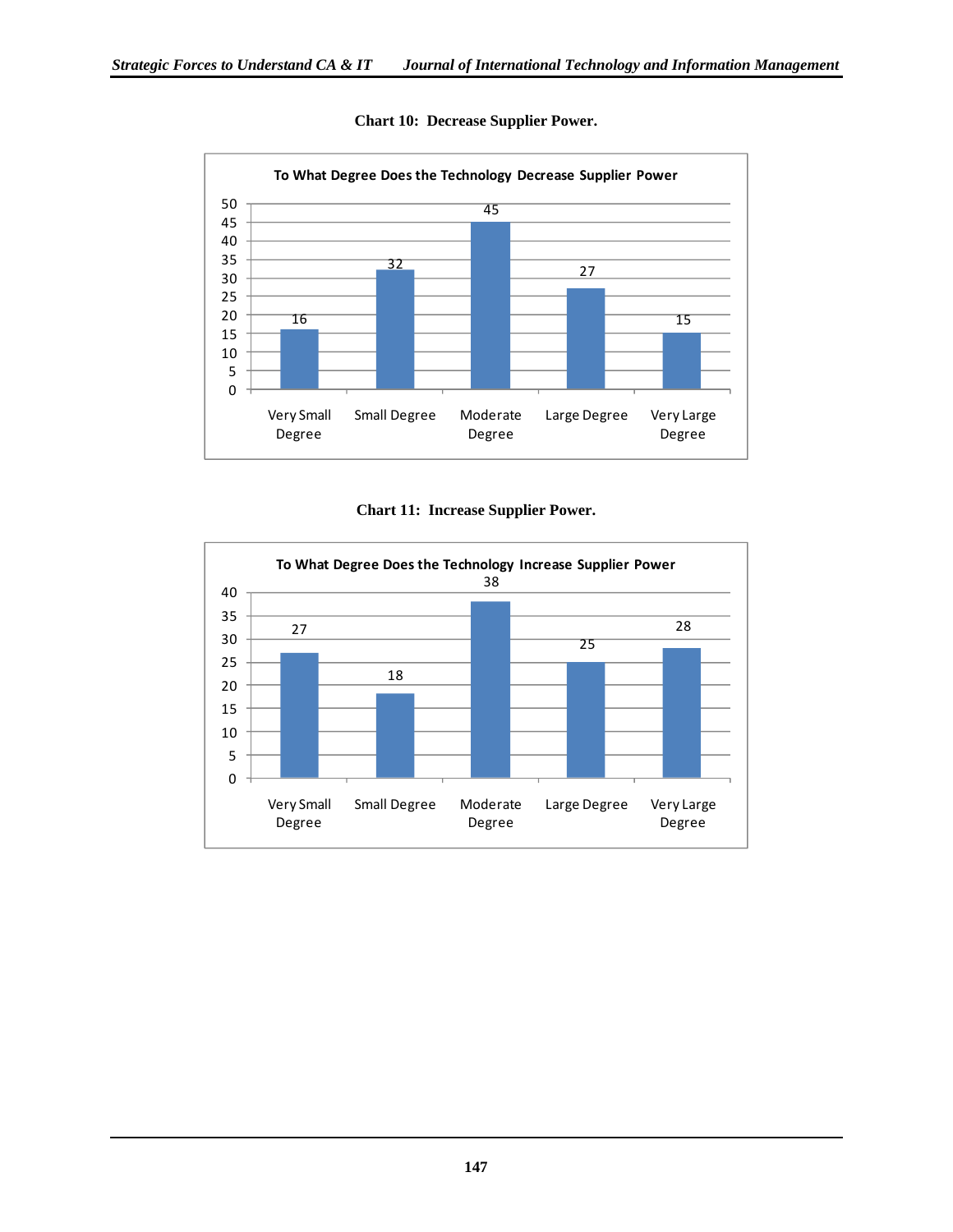**Chart 10: Decrease Supplier Power.**

| To What Degree Does the Technology Decrease Supplier Power | |
|---|---|
| Very Small Degree | 16 |
| Small Degree | 32 |
| Moderate Degree | 45 |
| Large Degree | 27 |
| Very Large Degree | 15 |

**Chart 11: Increase Supplier Power.**

| To What Degree Does the Technology Increase Supplier Power | |
|---|---|
| Very Small Degree | 27 |
| Small Degree | 18 |
| Moderate Degree | 38 |
| Large Degree | 25 |
| Very Large Degree | 28 |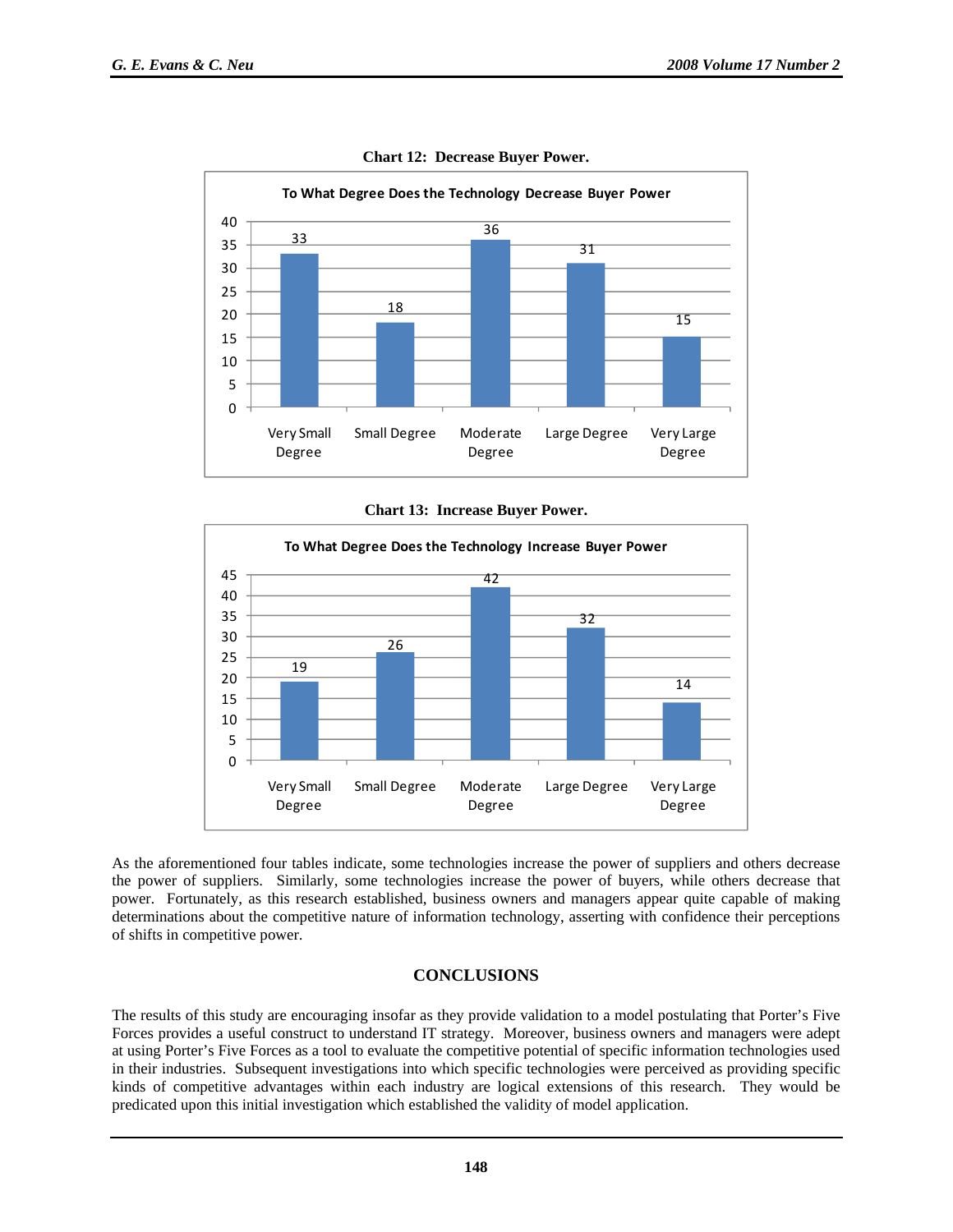**Chart 12: Decrease Buyer Power.**

| To What Degree Does the Technology Decrease Buyer Power | |
|---|---|
| Very Small Degree | 33 |
| Small Degree | 18 |
| Moderate Degree | 36 |
| Large Degree | 31 |
| Very Large Degree | 15 |

**Chart 13: Increase Buyer Power.**

| To What Degree Does the Technology Increase Buyer Power | |
|---|---|
| Very Small Degree | 19 |
| Small Degree | 26 |
| Moderate Degree | 42 |
| Large Degree | 32 |
| Very Large Degree | 14 |

As the aforementioned four tables indicate, some technologies increase the power of suppliers and others decrease the power of suppliers. Similarly, some technologies increase the power of buyers, while others decrease that power. Fortunately, as this research established, business owners and managers appear quite capable of making determinations about the competitive nature of information technology, asserting with confidence their perceptions of shifts in competitive power.

## CONCLUSIONS

The results of this study are encouraging insofar as they provide validation to a model postulating that Porter's Five Forces provides a useful construct to understand IT strategy. Moreover, business owners and managers were adept at using Porter's Five Forces as a tool to evaluate the competitive potential of specific information technologies used in their industries. Subsequent investigations into which specific technologies were perceived as providing specific kinds of competitive advantages within each industry are logical extensions of this research. They would be predicated upon this initial investigation which established the validity of model application.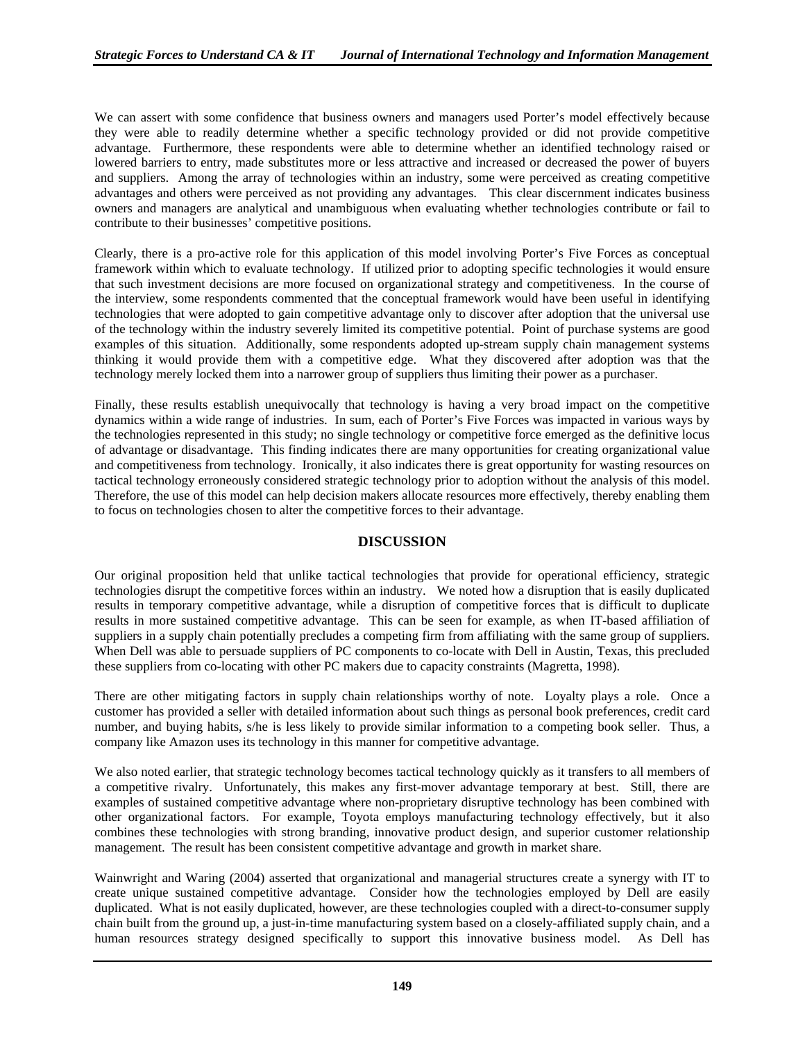We can assert with some confidence that business owners and managers used Porter's model effectively because they were able to readily determine whether a specific technology provided or did not provide competitive advantage. Furthermore, these respondents were able to determine whether an identified technology raised or lowered barriers to entry, made substitutes more or less attractive and increased or decreased the power of buyers and suppliers. Among the array of technologies within an industry, some were perceived as creating competitive advantages and others were perceived as not providing any advantages. This clear discernment indicates business owners and managers are analytical and unambiguous when evaluating whether technologies contribute or fail to contribute to their businesses' competitive positions.

Clearly, there is a pro-active role for this application of this model involving Porter's Five Forces as conceptual framework within which to evaluate technology. If utilized prior to adopting specific technologies it would ensure that such investment decisions are more focused on organizational strategy and competitiveness. In the course of the interview, some respondents commented that the conceptual framework would have been useful in identifying technologies that were adopted to gain competitive advantage only to discover after adoption that the universal use of the technology within the industry severely limited its competitive potential. Point of purchase systems are good examples of this situation. Additionally, some respondents adopted up-stream supply chain management systems thinking it would provide them with a competitive edge. What they discovered after adoption was that the technology merely locked them into a narrower group of suppliers thus limiting their power as a purchaser.

Finally, these results establish unequivocally that technology is having a very broad impact on the competitive dynamics within a wide range of industries. In sum, each of Porter's Five Forces was impacted in various ways by the technologies represented in this study; no single technology or competitive force emerged as the definitive locus of advantage or disadvantage. This finding indicates there are many opportunities for creating organizational value and competitiveness from technology. Ironically, it also indicates there is great opportunity for wasting resources on tactical technology erroneously considered strategic technology prior to adoption without the analysis of this model. Therefore, the use of this model can help decision makers allocate resources more effectively, thereby enabling them to focus on technologies chosen to alter the competitive forces to their advantage.

## DISCUSSION

Our original proposition held that unlike tactical technologies that provide for operational efficiency, strategic technologies disrupt the competitive forces within an industry. We noted how a disruption that is easily duplicated results in temporary competitive advantage, while a disruption of competitive forces that is difficult to duplicate results in more sustained competitive advantage. This can be seen for example, as when IT-based affiliation of suppliers in a supply chain potentially precludes a competing firm from affiliating with the same group of suppliers. When Dell was able to persuade suppliers of PC components to co-locate with Dell in Austin, Texas, this precluded these suppliers from co-locating with other PC makers due to capacity constraints (Magretta, 1998).

There are other mitigating factors in supply chain relationships worthy of note. Loyalty plays a role. Once a customer has provided a seller with detailed information about such things as personal book preferences, credit card number, and buying habits, s/he is less likely to provide similar information to a competing book seller. Thus, a company like Amazon uses its technology in this manner for competitive advantage.

We also noted earlier, that strategic technology becomes tactical technology quickly as it transfers to all members of a competitive rivalry. Unfortunately, this makes any first-mover advantage temporary at best. Still, there are examples of sustained competitive advantage where non-proprietary disruptive technology has been combined with other organizational factors. For example, Toyota employs manufacturing technology effectively, but it also combines these technologies with strong branding, innovative product design, and superior customer relationship management. The result has been consistent competitive advantage and growth in market share.

Wainwright and Waring (2004) asserted that organizational and managerial structures create a synergy with IT to create unique sustained competitive advantage. Consider how the technologies employed by Dell are easily duplicated. What is not easily duplicated, however, are these technologies coupled with a direct-to-consumer supply chain built from the ground up, a just-in-time manufacturing system based on a closely-affiliated supply chain, and a human resources strategy designed specifically to support this innovative business model. As Dell has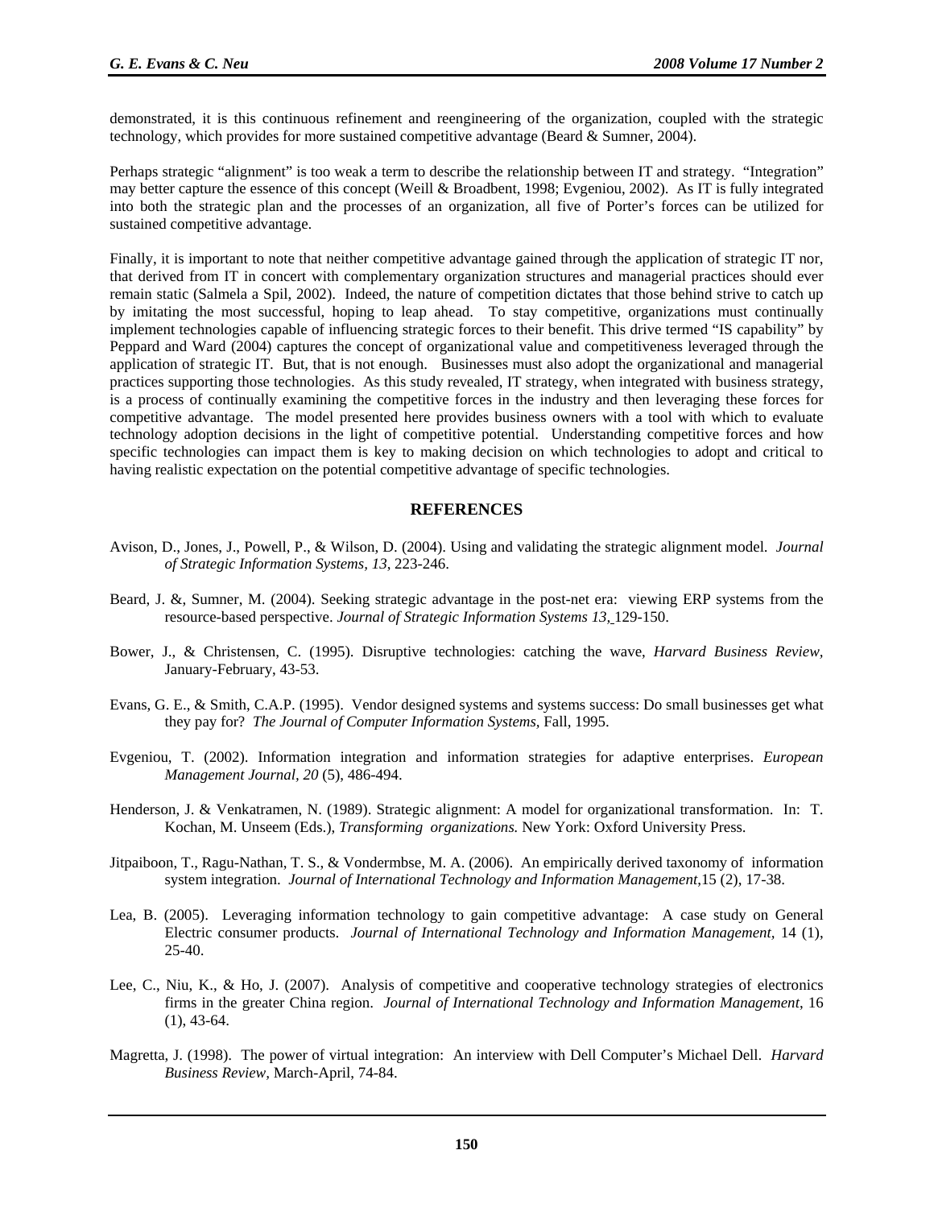demonstrated, it is this continuous refinement and reengineering of the organization, coupled with the strategic technology, which provides for more sustained competitive advantage (Beard & Sumner, 2004).

Perhaps strategic "alignment" is too weak a term to describe the relationship between IT and strategy. "Integration" may better capture the essence of this concept (Weill & Broadbent, 1998; Evgeniou, 2002). As IT is fully integrated into both the strategic plan and the processes of an organization, all five of Porter's forces can be utilized for sustained competitive advantage.

Finally, it is important to note that neither competitive advantage gained through the application of strategic IT nor, that derived from IT in concert with complementary organization structures and managerial practices should ever remain static (Salmela a Spil, 2002). Indeed, the nature of competition dictates that those behind strive to catch up by imitating the most successful, hoping to leap ahead. To stay competitive, organizations must continually implement technologies capable of influencing strategic forces to their benefit. This drive termed "IS capability" by Peppard and Ward (2004) captures the concept of organizational value and competitiveness leveraged through the application of strategic IT. But, that is not enough. Businesses must also adopt the organizational and managerial practices supporting those technologies. As this study revealed, IT strategy, when integrated with business strategy, is a process of continually examining the competitive forces in the industry and then leveraging these forces for competitive advantage. The model presented here provides business owners with a tool with which to evaluate technology adoption decisions in the light of competitive potential. Understanding competitive forces and how specific technologies can impact them is key to making decision on which technologies to adopt and critical to having realistic expectation on the potential competitive advantage of specific technologies.

## REFERENCES

Avison, D., Jones, J., Powell, P., & Wilson, D. (2004). Using and validating the strategic alignment model. *Journal of Strategic Information Systems, 13*, 223-246.

Beard, J. &, Sumner, M. (2004). Seeking strategic advantage in the post-net era: viewing ERP systems from the resource-based perspective. *Journal of Strategic Information Systems 13*, 129-150.

Bower, J., & Christensen, C. (1995). Disruptive technologies: catching the wave, *Harvard Business Review,* January-February, 43-53.

Evans, G. E., & Smith, C.A.P. (1995). Vendor designed systems and systems success: Do small businesses get what they pay for? *The Journal of Computer Information Systems,* Fall, 1995.

Evgeniou, T. (2002). Information integration and information strategies for adaptive enterprises. *European Management Journal, 20* (5), 486-494.

Henderson, J. & Venkatramen, N. (1989). Strategic alignment: A model for organizational transformation. In: T. Kochan, M. Unseem (Eds.), *Transforming organizations.* New York: Oxford University Press.

Jitpaiboon, T., Ragu-Nathan, T. S., & Vondermbse, M. A. (2006). An empirically derived taxonomy of information system integration. *Journal of International Technology and Information Management,*15 (2), 17-38.

Lea, B. (2005). Leveraging information technology to gain competitive advantage: A case study on General Electric consumer products. *Journal of International Technology and Information Management,* 14 (1), 25-40.

Lee, C., Niu, K., & Ho, J. (2007). Analysis of competitive and cooperative technology strategies of electronics firms in the greater China region. *Journal of International Technology and Information Management*, 16 (1), 43-64.

Magretta, J. (1998). The power of virtual integration: An interview with Dell Computer's Michael Dell. *Harvard Business Review,* March-April, 74-84.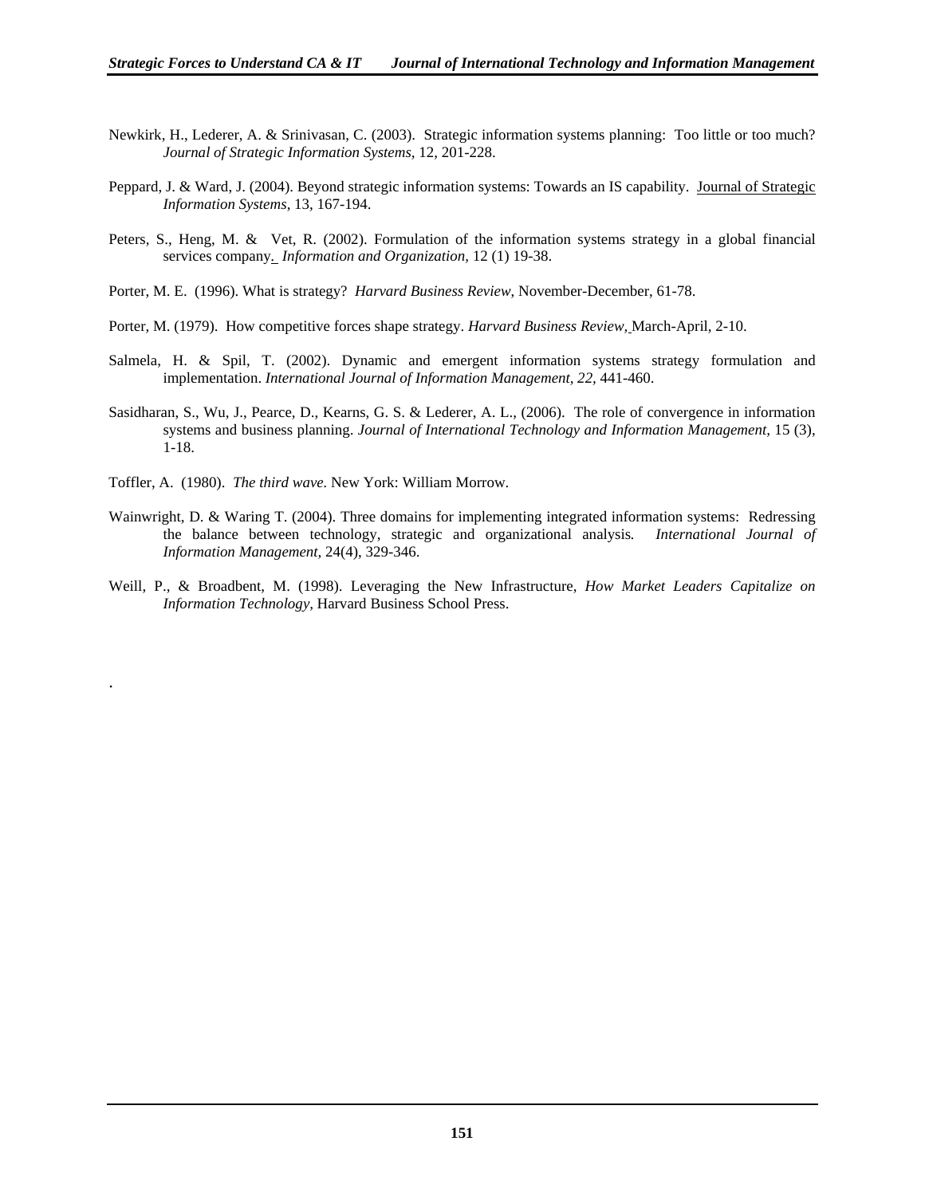Newkirk, H., Lederer, A. & Srinivasan, C. (2003). Strategic information systems planning: Too little or too much? *Journal of Strategic Information Systems,* 12, 201-228.

Peppard, J. & Ward, J. (2004). Beyond strategic information systems: Towards an IS capability. Journal of Strategic *Information Systems*, 13, 167-194.

Peters, S., Heng, M. & Vet, R. (2002). Formulation of the information systems strategy in a global financial services company. *Information and Organization,* 12 (1) 19-38.

Porter, M. E. (1996). What is strategy? *Harvard Business Review,* November-December, 61-78.

Porter, M. (1979). How competitive forces shape strategy. *Harvard Business Review,* March-April, 2-10.

Salmela, H. & Spil, T. (2002). Dynamic and emergent information systems strategy formulation and implementation. *International Journal of Information Management, 22,* 441-460.

Sasidharan, S., Wu, J., Pearce, D., Kearns, G. S. & Lederer, A. L., (2006). The role of convergence in information systems and business planning. *Journal of International Technology and Information Management*, 15 (3), 1-18.

Toffler, A. (1980). *The third wave.* New York: William Morrow.

Wainwright, D. & Waring T. (2004). Three domains for implementing integrated information systems: Redressing the balance between technology, strategic and organizational analysis. *International Journal of Information Management,* 24(4), 329-346.

Weill, P., & Broadbent, M. (1998). Leveraging the New Infrastructure, *How Market Leaders Capitalize on Information Technology,* Harvard Business School Press.

.